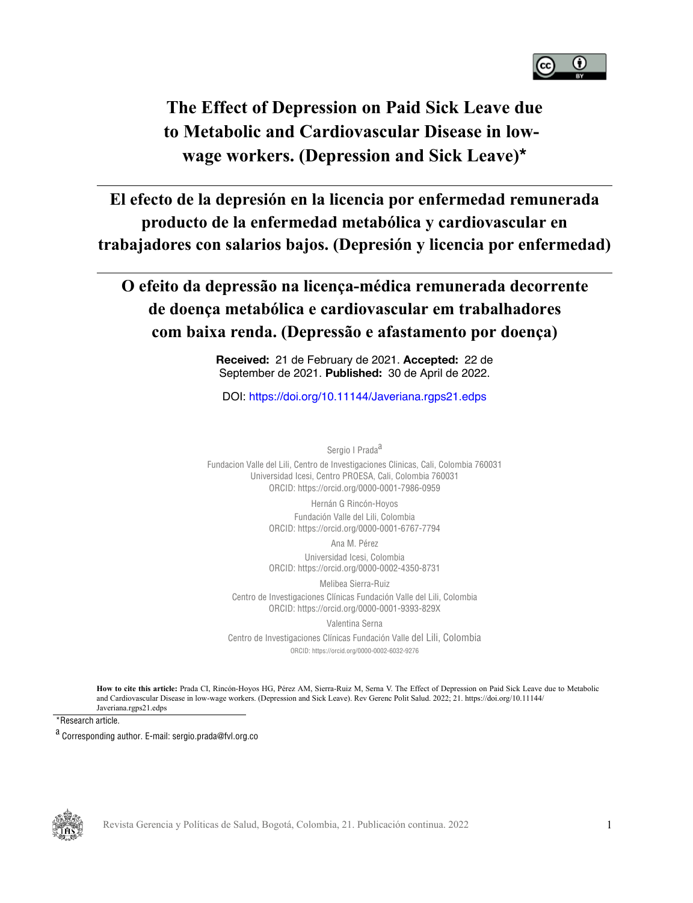# The Effect of Depression on Paid Sick Leave due to Metabolic and Cardiovascular Disease in low-wage workers. (Depression and Sick Leave)*

# El efecto de la depresión en la licencia por enfermedad remunerada producto de la enfermedad metabólica y cardiovascular en trabajadores con salarios bajos. (Depresión y licencia por enfermedad)

# O efeito da depressão na licença-médica remunerada decorrente de doença metabólica e cardiovascular em trabalhadores com baixa renda. (Depressão e afastamento por doença)

**Received:** 21 de February de 2021. **Accepted:** 22 de September de 2021. **Published:** 30 de April de 2022.

DOI: https://doi.org/10.11144/Javeriana.rgps21.edps

Sergio I Prada[a]
Fundacion Valle del Lili, Centro de Investigaciones Clinicas, Cali, Colombia 760031
Universidad Icesi, Centro PROESA, Cali, Colombia 760031
ORCID: https://orcid.org/0000-0001-7986-0959

Hernán G Rincón-Hoyos
Fundación Valle del Lili, Colombia
ORCID: https://orcid.org/0000-0001-6767-7794

Ana M. Pérez
Universidad Icesi, Colombia
ORCID: https://orcid.org/0000-0002-4350-8731

Melibea Sierra-Ruiz
Centro de Investigaciones Clínicas Fundación Valle del Lili, Colombia
ORCID: https://orcid.org/0000-0001-9393-829X

Valentina Serna
Centro de Investigaciones Clínicas Fundación Valle del Lili, Colombia
ORCID: https://orcid.org/0000-0002-6032-9276

**How to cite this article:** Prada CI, Rincón-Hoyos HG, Pérez AM, Sierra-Ruiz M, Serna V. The Effect of Depression on Paid Sick Leave due to Metabolic and Cardiovascular Disease in low-wage workers. (Depression and Sick Leave). Rev Gerenc Polit Salud. 2022; 21. https://doi.org/10.11144/Javeriana.rgps21.edps

*Research article.

[a] Corresponding author. E-mail: sergio.prada@fvl.org.co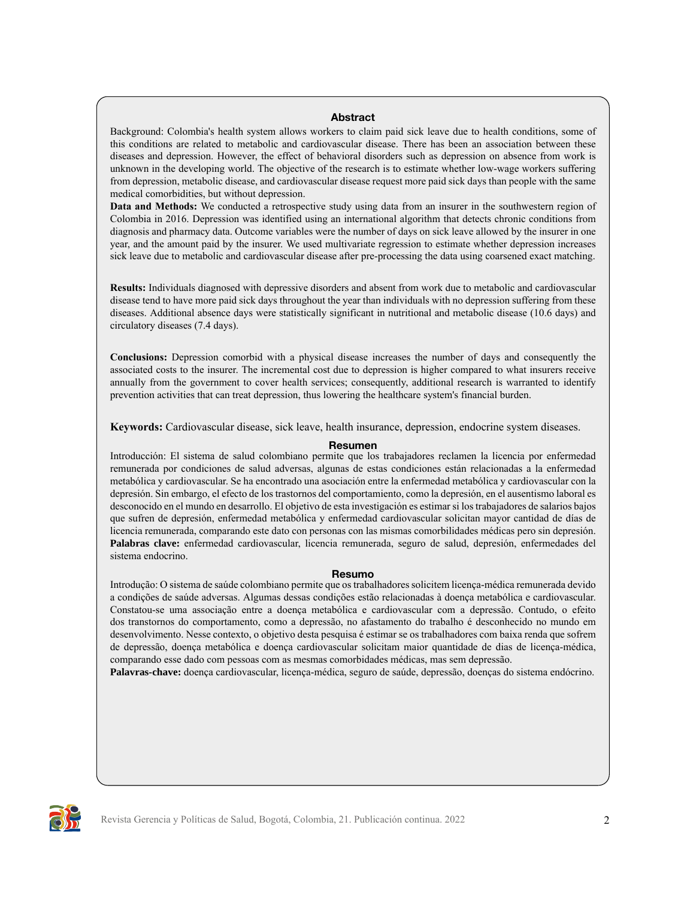## Abstract

Background: Colombia's health system allows workers to claim paid sick leave due to health conditions, some of this conditions are related to metabolic and cardiovascular disease. There has been an association between these diseases and depression. However, the effect of behavioral disorders such as depression on absence from work is unknown in the developing world. The objective of the research is to estimate whether low-wage workers suffering from depression, metabolic disease, and cardiovascular disease request more paid sick days than people with the same medical comorbidities, but without depression.

**Data and Methods:** We conducted a retrospective study using data from an insurer in the southwestern region of Colombia in 2016. Depression was identified using an international algorithm that detects chronic conditions from diagnosis and pharmacy data. Outcome variables were the number of days on sick leave allowed by the insurer in one year, and the amount paid by the insurer. We used multivariate regression to estimate whether depression increases sick leave due to metabolic and cardiovascular disease after pre-processing the data using coarsened exact matching.

**Results:** Individuals diagnosed with depressive disorders and absent from work due to metabolic and cardiovascular disease tend to have more paid sick days throughout the year than individuals with no depression suffering from these diseases. Additional absence days were statistically significant in nutritional and metabolic disease (10.6 days) and circulatory diseases (7.4 days).

**Conclusions:** Depression comorbid with a physical disease increases the number of days and consequently the associated costs to the insurer. The incremental cost due to depression is higher compared to what insurers receive annually from the government to cover health services; consequently, additional research is warranted to identify prevention activities that can treat depression, thus lowering the healthcare system's financial burden.

**Keywords:** Cardiovascular disease, sick leave, health insurance, depression, endocrine system diseases.

## Resumen

Introducción: El sistema de salud colombiano permite que los trabajadores reclamen la licencia por enfermedad remunerada por condiciones de salud adversas, algunas de estas condiciones están relacionadas a la enfermedad metabólica y cardiovascular. Se ha encontrado una asociación entre la enfermedad metabólica y cardiovascular con la depresión. Sin embargo, el efecto de los trastornos del comportamiento, como la depresión, en el ausentismo laboral es desconocido en el mundo en desarrollo. El objetivo de esta investigación es estimar si los trabajadores de salarios bajos que sufren de depresión, enfermedad metabólica y enfermedad cardiovascular solicitan mayor cantidad de días de licencia remunerada, comparando este dato con personas con las mismas comorbilidades médicas pero sin depresión.

**Palabras clave:** enfermedad cardiovascular, licencia remunerada, seguro de salud, depresión, enfermedades del sistema endocrino.

## Resumo

Introdução: O sistema de saúde colombiano permite que os trabalhadores solicitem licença-médica remunerada devido a condições de saúde adversas. Algumas dessas condições estão relacionadas à doença metabólica e cardiovascular. Constatou-se uma associação entre a doença metabólica e cardiovascular com a depressão. Contudo, o efeito dos transtornos do comportamento, como a depressão, no afastamento do trabalho é desconhecido no mundo em desenvolvimento. Nesse contexto, o objetivo desta pesquisa é estimar se os trabalhadores com baixa renda que sofrem de depressão, doença metabólica e doença cardiovascular solicitam maior quantidade de dias de licença-médica, comparando esse dado com pessoas com as mesmas comorbidades médicas, mas sem depressão.

**Palavras-chave:** doença cardiovascular, licença-médica, seguro de saúde, depressão, doenças do sistema endócrino.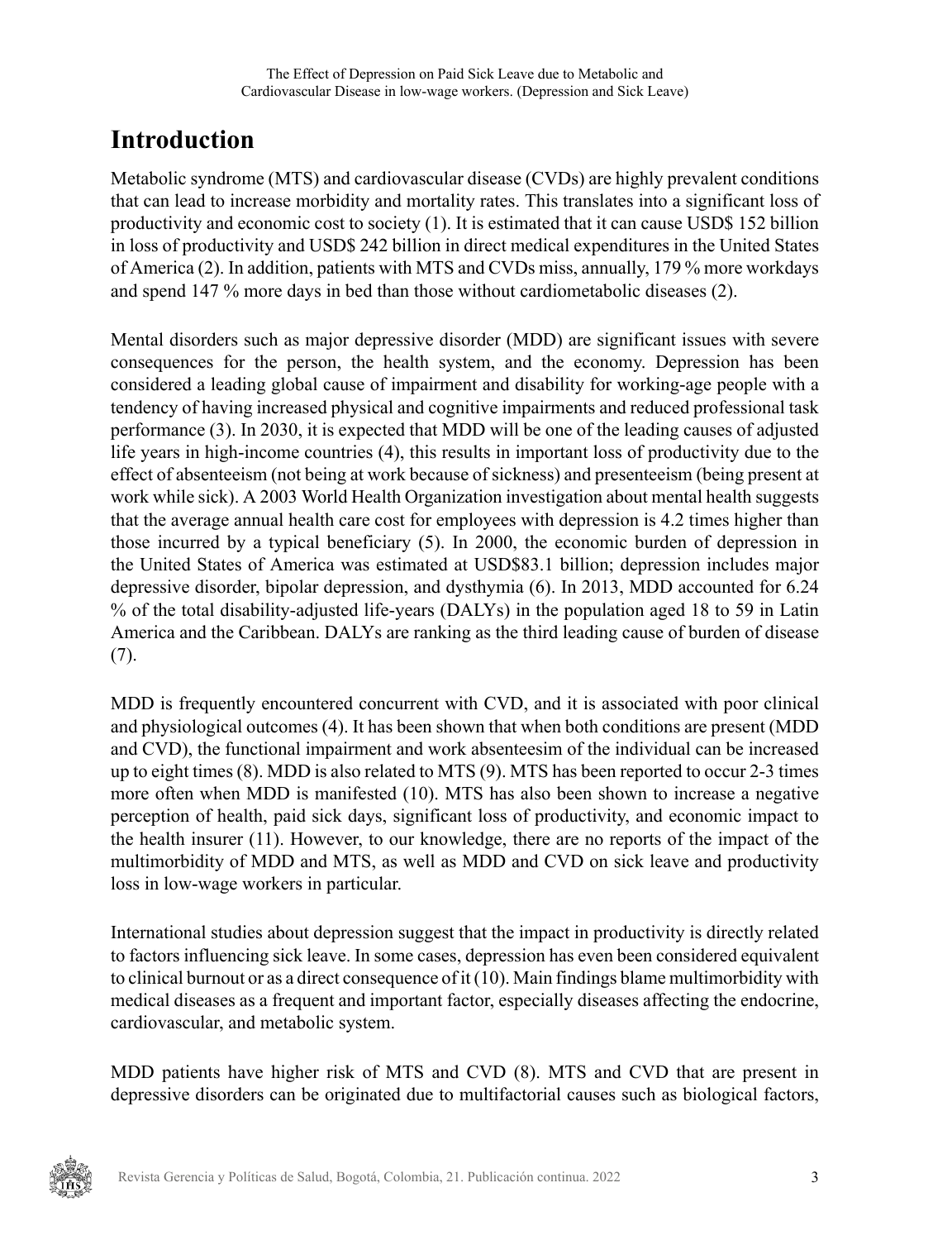# Introduction

Metabolic syndrome (MTS) and cardiovascular disease (CVDs) are highly prevalent conditions that can lead to increase morbidity and mortality rates. This translates into a significant loss of productivity and economic cost to society (1). It is estimated that it can cause USD$ 152 billion in loss of productivity and USD$ 242 billion in direct medical expenditures in the United States of America (2). In addition, patients with MTS and CVDs miss, annually, 179 % more workdays and spend 147 % more days in bed than those without cardiometabolic diseases (2).

Mental disorders such as major depressive disorder (MDD) are significant issues with severe consequences for the person, the health system, and the economy. Depression has been considered a leading global cause of impairment and disability for working-age people with a tendency of having increased physical and cognitive impairments and reduced professional task performance (3). In 2030, it is expected that MDD will be one of the leading causes of adjusted life years in high-income countries (4), this results in important loss of productivity due to the effect of absenteeism (not being at work because of sickness) and presenteeism (being present at work while sick). A 2003 World Health Organization investigation about mental health suggests that the average annual health care cost for employees with depression is 4.2 times higher than those incurred by a typical beneficiary (5). In 2000, the economic burden of depression in the United States of America was estimated at USD$83.1 billion; depression includes major depressive disorder, bipolar depression, and dysthymia (6). In 2013, MDD accounted for 6.24 % of the total disability-adjusted life-years (DALYs) in the population aged 18 to 59 in Latin America and the Caribbean. DALYs are ranking as the third leading cause of burden of disease (7).

MDD is frequently encountered concurrent with CVD, and it is associated with poor clinical and physiological outcomes (4). It has been shown that when both conditions are present (MDD and CVD), the functional impairment and work absenteesim of the individual can be increased up to eight times (8). MDD is also related to MTS (9). MTS has been reported to occur 2-3 times more often when MDD is manifested (10). MTS has also been shown to increase a negative perception of health, paid sick days, significant loss of productivity, and economic impact to the health insurer (11). However, to our knowledge, there are no reports of the impact of the multimorbidity of MDD and MTS, as well as MDD and CVD on sick leave and productivity loss in low-wage workers in particular.

International studies about depression suggest that the impact in productivity is directly related to factors influencing sick leave. In some cases, depression has even been considered equivalent to clinical burnout or as a direct consequence of it (10). Main findings blame multimorbidity with medical diseases as a frequent and important factor, especially diseases affecting the endocrine, cardiovascular, and metabolic system.

MDD patients have higher risk of MTS and CVD (8). MTS and CVD that are present in depressive disorders can be originated due to multifactorial causes such as biological factors,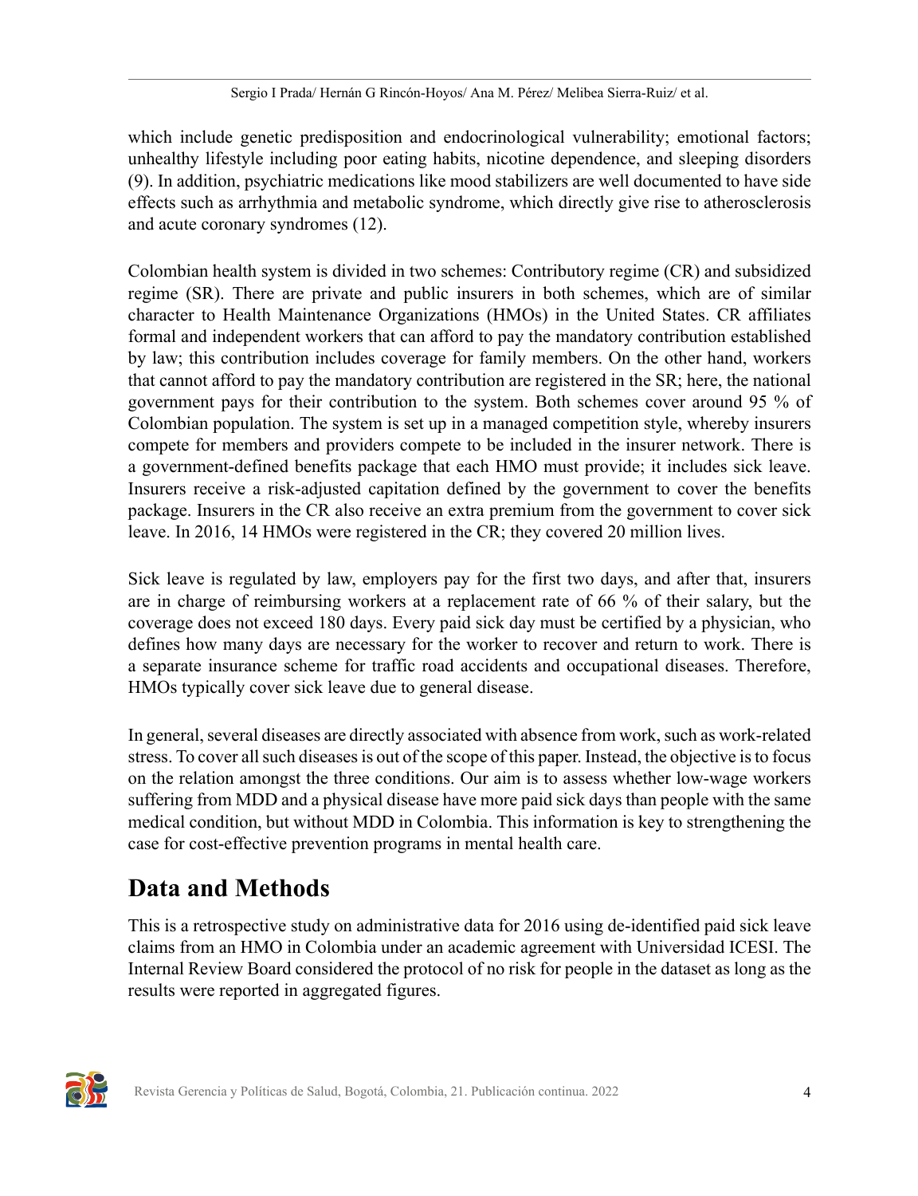which include genetic predisposition and endocrinological vulnerability; emotional factors; unhealthy lifestyle including poor eating habits, nicotine dependence, and sleeping disorders (9). In addition, psychiatric medications like mood stabilizers are well documented to have side effects such as arrhythmia and metabolic syndrome, which directly give rise to atherosclerosis and acute coronary syndromes (12).

Colombian health system is divided in two schemes: Contributory regime (CR) and subsidized regime (SR). There are private and public insurers in both schemes, which are of similar character to Health Maintenance Organizations (HMOs) in the United States. CR affiliates formal and independent workers that can afford to pay the mandatory contribution established by law; this contribution includes coverage for family members. On the other hand, workers that cannot afford to pay the mandatory contribution are registered in the SR; here, the national government pays for their contribution to the system. Both schemes cover around 95 % of Colombian population. The system is set up in a managed competition style, whereby insurers compete for members and providers compete to be included in the insurer network. There is a government-defined benefits package that each HMO must provide; it includes sick leave. Insurers receive a risk-adjusted capitation defined by the government to cover the benefits package. Insurers in the CR also receive an extra premium from the government to cover sick leave. In 2016, 14 HMOs were registered in the CR; they covered 20 million lives.

Sick leave is regulated by law, employers pay for the first two days, and after that, insurers are in charge of reimbursing workers at a replacement rate of 66 % of their salary, but the coverage does not exceed 180 days. Every paid sick day must be certified by a physician, who defines how many days are necessary for the worker to recover and return to work. There is a separate insurance scheme for traffic road accidents and occupational diseases. Therefore, HMOs typically cover sick leave due to general disease.

In general, several diseases are directly associated with absence from work, such as work-related stress. To cover all such diseases is out of the scope of this paper. Instead, the objective is to focus on the relation amongst the three conditions. Our aim is to assess whether low-wage workers suffering from MDD and a physical disease have more paid sick days than people with the same medical condition, but without MDD in Colombia. This information is key to strengthening the case for cost-effective prevention programs in mental health care.

## Data and Methods

This is a retrospective study on administrative data for 2016 using de-identified paid sick leave claims from an HMO in Colombia under an academic agreement with Universidad ICESI. The Internal Review Board considered the protocol of no risk for people in the dataset as long as the results were reported in aggregated figures.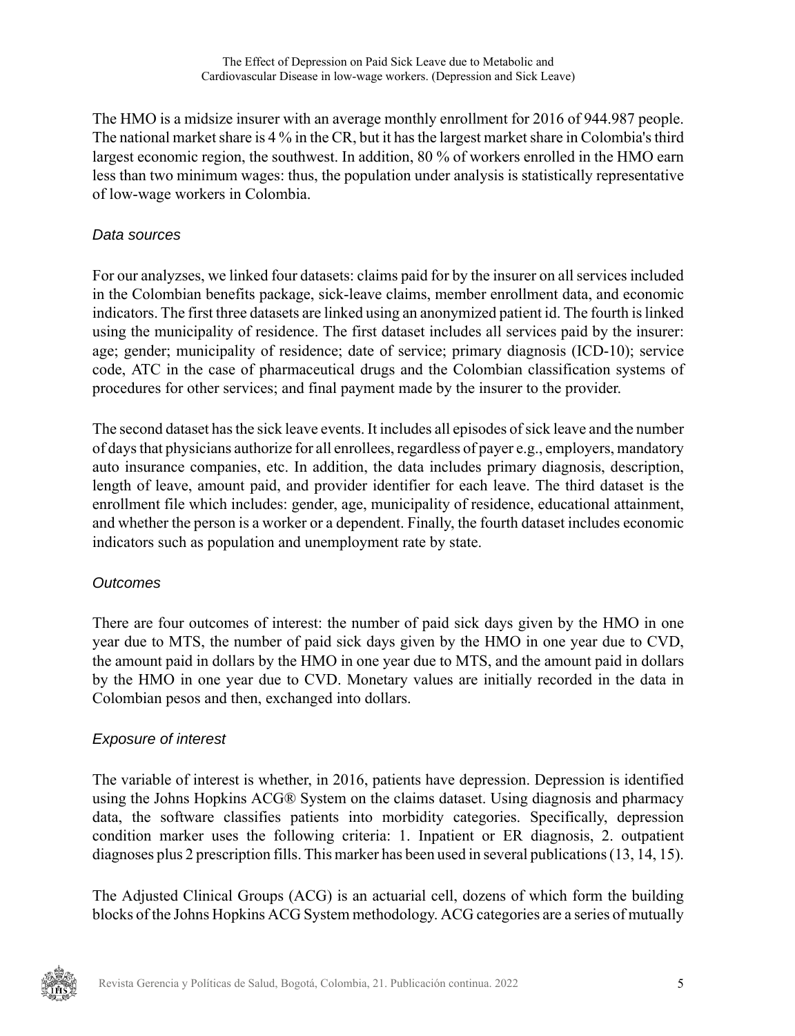The HMO is a midsize insurer with an average monthly enrollment for 2016 of 944.987 people. The national market share is 4 % in the CR, but it has the largest market share in Colombia's third largest economic region, the southwest. In addition, 80 % of workers enrolled in the HMO earn less than two minimum wages: thus, the population under analysis is statistically representative of low-wage workers in Colombia.

### *Data sources*

For our analyzses, we linked four datasets: claims paid for by the insurer on all services included in the Colombian benefits package, sick-leave claims, member enrollment data, and economic indicators. The first three datasets are linked using an anonymized patient id. The fourth is linked using the municipality of residence. The first dataset includes all services paid by the insurer: age; gender; municipality of residence; date of service; primary diagnosis (ICD-10); service code, ATC in the case of pharmaceutical drugs and the Colombian classification systems of procedures for other services; and final payment made by the insurer to the provider.

The second dataset has the sick leave events. It includes all episodes of sick leave and the number of days that physicians authorize for all enrollees, regardless of payer e.g., employers, mandatory auto insurance companies, etc. In addition, the data includes primary diagnosis, description, length of leave, amount paid, and provider identifier for each leave. The third dataset is the enrollment file which includes: gender, age, municipality of residence, educational attainment, and whether the person is a worker or a dependent. Finally, the fourth dataset includes economic indicators such as population and unemployment rate by state.

### *Outcomes*

There are four outcomes of interest: the number of paid sick days given by the HMO in one year due to MTS, the number of paid sick days given by the HMO in one year due to CVD, the amount paid in dollars by the HMO in one year due to MTS, and the amount paid in dollars by the HMO in one year due to CVD. Monetary values are initially recorded in the data in Colombian pesos and then, exchanged into dollars.

### *Exposure of interest*

The variable of interest is whether, in 2016, patients have depression. Depression is identified using the Johns Hopkins ACG® System on the claims dataset. Using diagnosis and pharmacy data, the software classifies patients into morbidity categories. Specifically, depression condition marker uses the following criteria: 1. Inpatient or ER diagnosis, 2. outpatient diagnoses plus 2 prescription fills. This marker has been used in several publications (13, 14, 15).

The Adjusted Clinical Groups (ACG) is an actuarial cell, dozens of which form the building blocks of the Johns Hopkins ACG System methodology. ACG categories are a series of mutually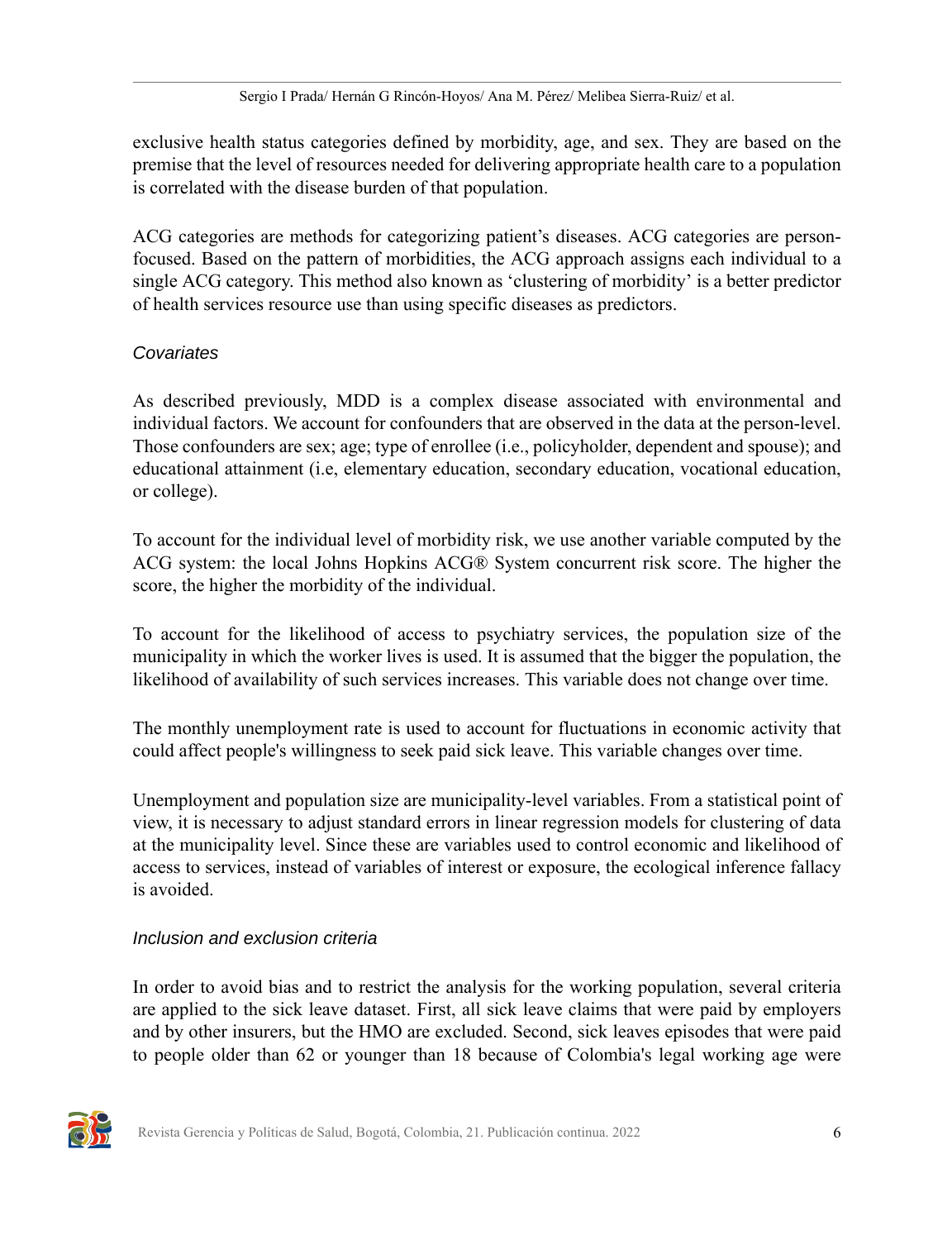exclusive health status categories defined by morbidity, age, and sex. They are based on the premise that the level of resources needed for delivering appropriate health care to a population is correlated with the disease burden of that population.

ACG categories are methods for categorizing patient's diseases. ACG categories are person-focused. Based on the pattern of morbidities, the ACG approach assigns each individual to a single ACG category. This method also known as 'clustering of morbidity' is a better predictor of health services resource use than using specific diseases as predictors.

### *Covariates*

As described previously, MDD is a complex disease associated with environmental and individual factors. We account for confounders that are observed in the data at the person-level. Those confounders are sex; age; type of enrollee (i.e., policyholder, dependent and spouse); and educational attainment (i.e, elementary education, secondary education, vocational education, or college).

To account for the individual level of morbidity risk, we use another variable computed by the ACG system: the local Johns Hopkins ACG® System concurrent risk score. The higher the score, the higher the morbidity of the individual.

To account for the likelihood of access to psychiatry services, the population size of the municipality in which the worker lives is used. It is assumed that the bigger the population, the likelihood of availability of such services increases. This variable does not change over time.

The monthly unemployment rate is used to account for fluctuations in economic activity that could affect people's willingness to seek paid sick leave. This variable changes over time.

Unemployment and population size are municipality-level variables. From a statistical point of view, it is necessary to adjust standard errors in linear regression models for clustering of data at the municipality level. Since these are variables used to control economic and likelihood of access to services, instead of variables of interest or exposure, the ecological inference fallacy is avoided.

### *Inclusion and exclusion criteria*

In order to avoid bias and to restrict the analysis for the working population, several criteria are applied to the sick leave dataset. First, all sick leave claims that were paid by employers and by other insurers, but the HMO are excluded. Second, sick leaves episodes that were paid to people older than 62 or younger than 18 because of Colombia's legal working age were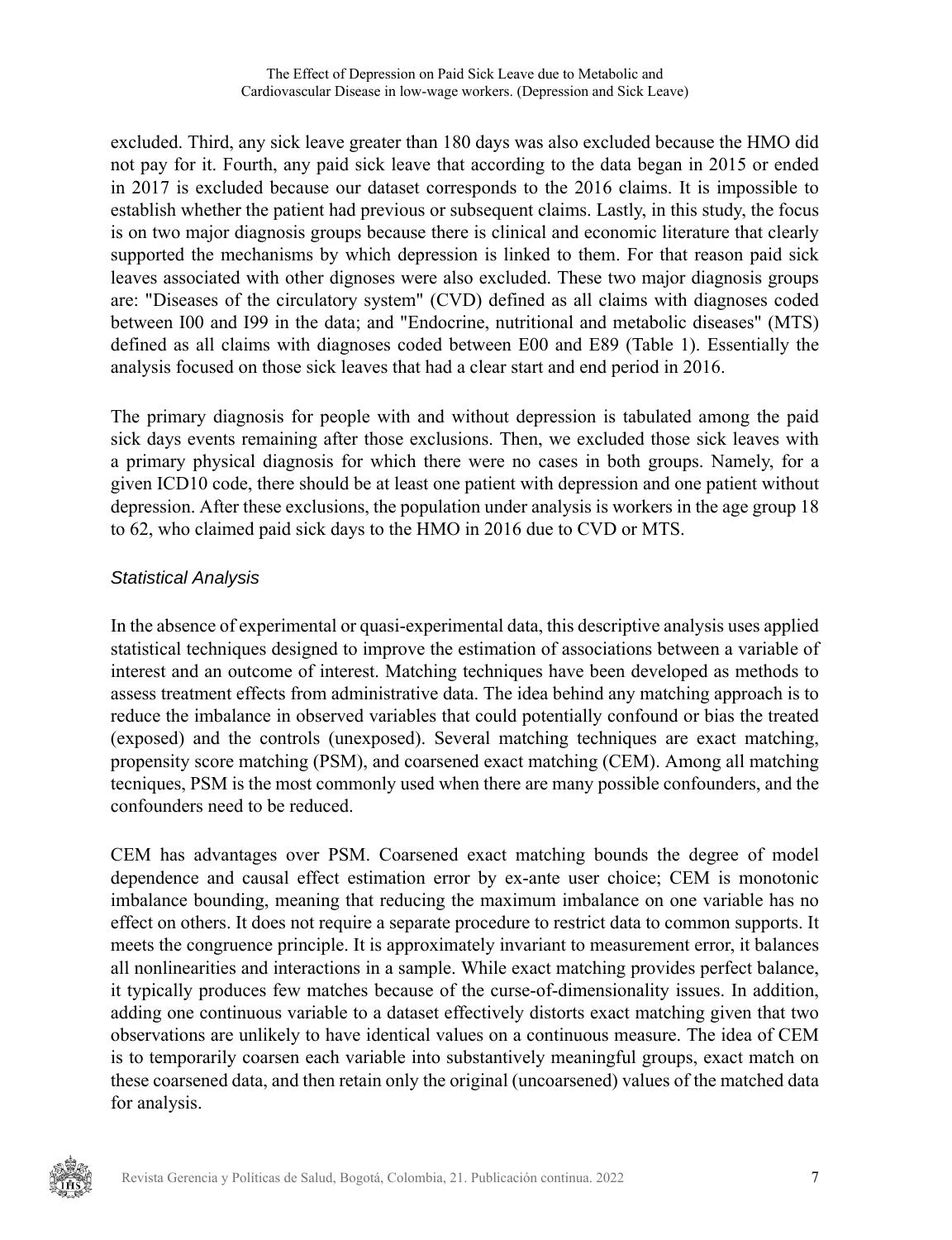excluded. Third, any sick leave greater than 180 days was also excluded because the HMO did not pay for it. Fourth, any paid sick leave that according to the data began in 2015 or ended in 2017 is excluded because our dataset corresponds to the 2016 claims. It is impossible to establish whether the patient had previous or subsequent claims. Lastly, in this study, the focus is on two major diagnosis groups because there is clinical and economic literature that clearly supported the mechanisms by which depression is linked to them. For that reason paid sick leaves associated with other dignoses were also excluded. These two major diagnosis groups are: "Diseases of the circulatory system" (CVD) defined as all claims with diagnoses coded between I00 and I99 in the data; and "Endocrine, nutritional and metabolic diseases" (MTS) defined as all claims with diagnoses coded between E00 and E89 (Table 1). Essentially the analysis focused on those sick leaves that had a clear start and end period in 2016.

The primary diagnosis for people with and without depression is tabulated among the paid sick days events remaining after those exclusions. Then, we excluded those sick leaves with a primary physical diagnosis for which there were no cases in both groups. Namely, for a given ICD10 code, there should be at least one patient with depression and one patient without depression. After these exclusions, the population under analysis is workers in the age group 18 to 62, who claimed paid sick days to the HMO in 2016 due to CVD or MTS.

### *Statistical Analysis*

In the absence of experimental or quasi-experimental data, this descriptive analysis uses applied statistical techniques designed to improve the estimation of associations between a variable of interest and an outcome of interest. Matching techniques have been developed as methods to assess treatment effects from administrative data. The idea behind any matching approach is to reduce the imbalance in observed variables that could potentially confound or bias the treated (exposed) and the controls (unexposed). Several matching techniques are exact matching, propensity score matching (PSM), and coarsened exact matching (CEM). Among all matching tecniques, PSM is the most commonly used when there are many possible confounders, and the confounders need to be reduced.

CEM has advantages over PSM. Coarsened exact matching bounds the degree of model dependence and causal effect estimation error by ex-ante user choice; CEM is monotonic imbalance bounding, meaning that reducing the maximum imbalance on one variable has no effect on others. It does not require a separate procedure to restrict data to common supports. It meets the congruence principle. It is approximately invariant to measurement error, it balances all nonlinearities and interactions in a sample. While exact matching provides perfect balance, it typically produces few matches because of the curse-of-dimensionality issues. In addition, adding one continuous variable to a dataset effectively distorts exact matching given that two observations are unlikely to have identical values on a continuous measure. The idea of CEM is to temporarily coarsen each variable into substantively meaningful groups, exact match on these coarsened data, and then retain only the original (uncoarsened) values of the matched data for analysis.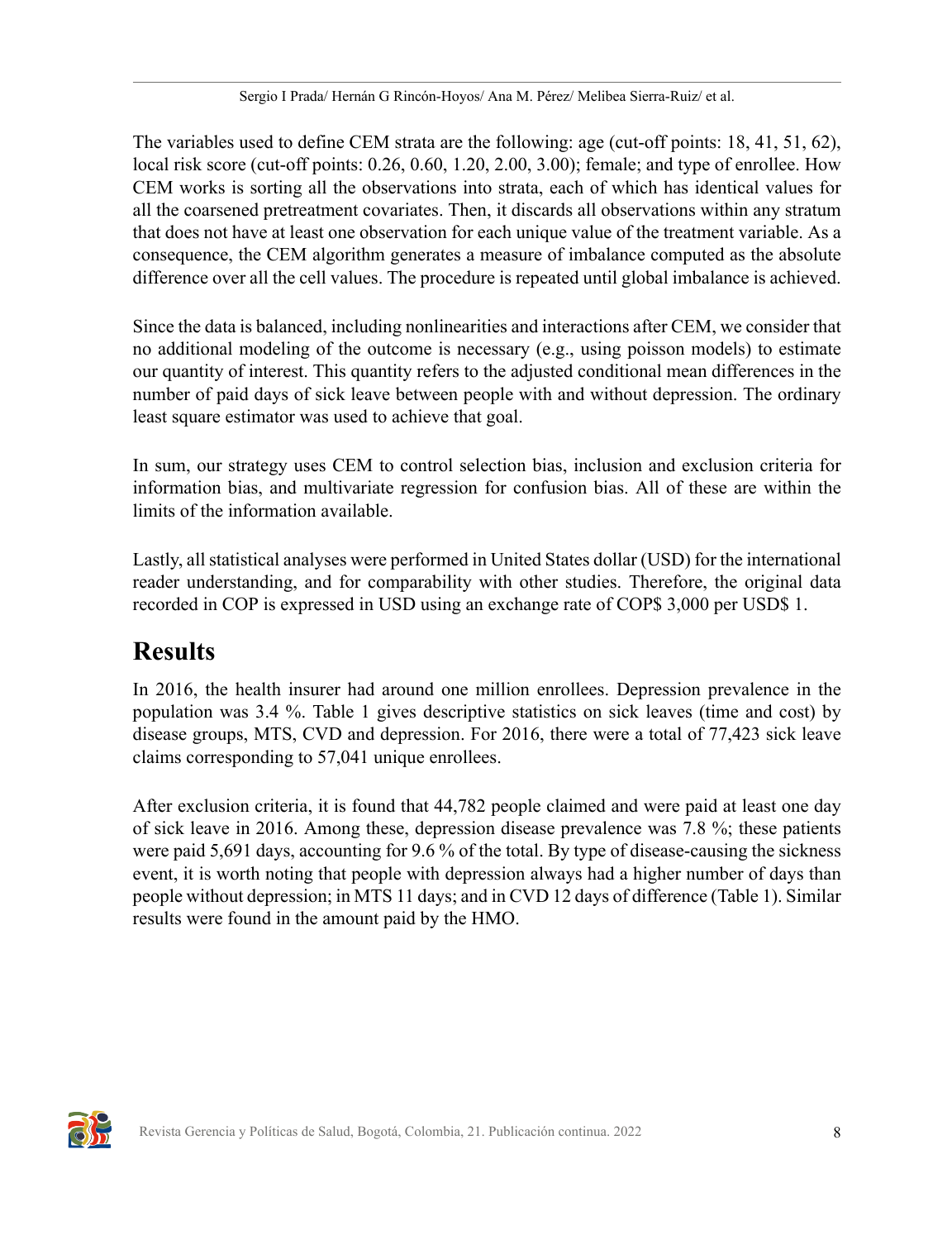The variables used to define CEM strata are the following: age (cut-off points: 18, 41, 51, 62), local risk score (cut-off points: 0.26, 0.60, 1.20, 2.00, 3.00); female; and type of enrollee. How CEM works is sorting all the observations into strata, each of which has identical values for all the coarsened pretreatment covariates. Then, it discards all observations within any stratum that does not have at least one observation for each unique value of the treatment variable. As a consequence, the CEM algorithm generates a measure of imbalance computed as the absolute difference over all the cell values. The procedure is repeated until global imbalance is achieved.

Since the data is balanced, including nonlinearities and interactions after CEM, we consider that no additional modeling of the outcome is necessary (e.g., using poisson models) to estimate our quantity of interest. This quantity refers to the adjusted conditional mean differences in the number of paid days of sick leave between people with and without depression. The ordinary least square estimator was used to achieve that goal.

In sum, our strategy uses CEM to control selection bias, inclusion and exclusion criteria for information bias, and multivariate regression for confusion bias. All of these are within the limits of the information available.

Lastly, all statistical analyses were performed in United States dollar (USD) for the international reader understanding, and for comparability with other studies. Therefore, the original data recorded in COP is expressed in USD using an exchange rate of COP$ 3,000 per USD$ 1.

# Results

In 2016, the health insurer had around one million enrollees. Depression prevalence in the population was 3.4 %. Table 1 gives descriptive statistics on sick leaves (time and cost) by disease groups, MTS, CVD and depression. For 2016, there were a total of 77,423 sick leave claims corresponding to 57,041 unique enrollees.

After exclusion criteria, it is found that 44,782 people claimed and were paid at least one day of sick leave in 2016. Among these, depression disease prevalence was 7.8 %; these patients were paid 5,691 days, accounting for 9.6 % of the total. By type of disease-causing the sickness event, it is worth noting that people with depression always had a higher number of days than people without depression; in MTS 11 days; and in CVD 12 days of difference (Table 1). Similar results were found in the amount paid by the HMO.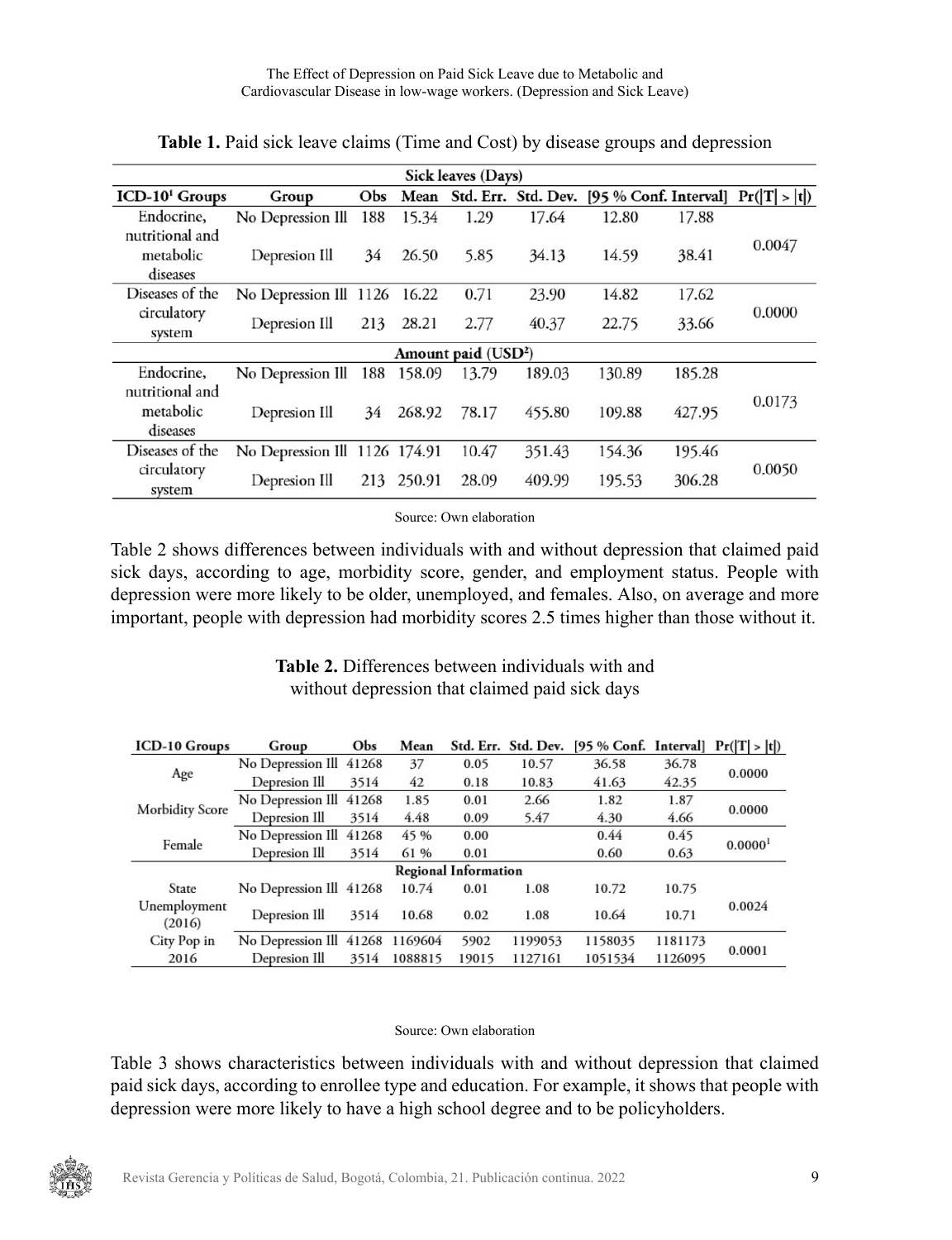**Table 1.** Paid sick leave claims (Time and Cost) by disease groups and depression

| ICD-10[1] Groups | Group | Obs | Mean | Std. Err. | Std. Dev. | [95 % Conf. Interval] | | Pr(\|T\| > \|t\|) |
|---|---|---|---|---|---|---|---|---|
| **Sick leaves (Days)** | | | | | | | | |
| Endocrine, nutritional and metabolic diseases | No Depression Ill | 188 | 15.34 | 1.29 | 17.64 | 12.80 | 17.88 | 0.0047 |
| | Depresion Ill | 34 | 26.50 | 5.85 | 34.13 | 14.59 | 38.41 | |
| Diseases of the circulatory system | No Depression Ill | 1126 | 16.22 | 0.71 | 23.90 | 14.82 | 17.62 | 0.0000 |
| | Depresion Ill | 213 | 28.21 | 2.77 | 40.37 | 22.75 | 33.66 | |
| **Amount paid (USD[2])** | | | | | | | | |
| Endocrine, nutritional and metabolic diseases | No Depression Ill | 188 | 158.09 | 13.79 | 189.03 | 130.89 | 185.28 | 0.0173 |
| | Depresion Ill | 34 | 268.92 | 78.17 | 455.80 | 109.88 | 427.95 | |
| Diseases of the circulatory system | No Depression Ill | 1126 | 174.91 | 10.47 | 351.43 | 154.36 | 195.46 | 0.0050 |
| | Depresion Ill | 213 | 250.91 | 28.09 | 409.99 | 195.53 | 306.28 | |

Source: Own elaboration

Table 2 shows differences between individuals with and without depression that claimed paid sick days, according to age, morbidity score, gender, and employment status. People with depression were more likely to be older, unemployed, and females. Also, on average and more important, people with depression had morbidity scores 2.5 times higher than those without it.

**Table 2.** Differences between individuals with and without depression that claimed paid sick days

| ICD-10 Groups | Group | Obs | Mean | Std. Err. | Std. Dev. | [95 % Conf. | Interval] | Pr(\|T\| > \|t\|) |
|---|---|---|---|---|---|---|---|---|
| Age | No Depression Ill | 41268 | 37 | 0.05 | 10.57 | 36.58 | 36.78 | 0.0000 |
| | Depresion Ill | 3514 | 42 | 0.18 | 10.83 | 41.63 | 42.35 | |
| Morbidity Score | No Depression Ill | 41268 | 1.85 | 0.01 | 2.66 | 1.82 | 1.87 | 0.0000 |
| | Depresion Ill | 3514 | 4.48 | 0.09 | 5.47 | 4.30 | 4.66 | |
| Female | No Depression Ill | 41268 | 45 % | 0.00 | | 0.44 | 0.45 | 0.0000[1] |
| | Depresion Ill | 3514 | 61 % | 0.01 | | 0.60 | 0.63 | |
| **Regional Information** | | | | | | | | |
| State Unemployment (2016) | No Depression Ill | 41268 | 10.74 | 0.01 | 1.08 | 10.72 | 10.75 | 0.0024 |
| | Depresion Ill | 3514 | 10.68 | 0.02 | 1.08 | 10.64 | 10.71 | |
| City Pop in 2016 | No Depression Ill | 41268 | 1169604 | 5902 | 1199053 | 1158035 | 1181173 | 0.0001 |
| | Depresion Ill | 3514 | 1088815 | 19015 | 1127161 | 1051534 | 1126095 | |

Source: Own elaboration

Table 3 shows characteristics between individuals with and without depression that claimed paid sick days, according to enrollee type and education. For example, it shows that people with depression were more likely to have a high school degree and to be policyholders.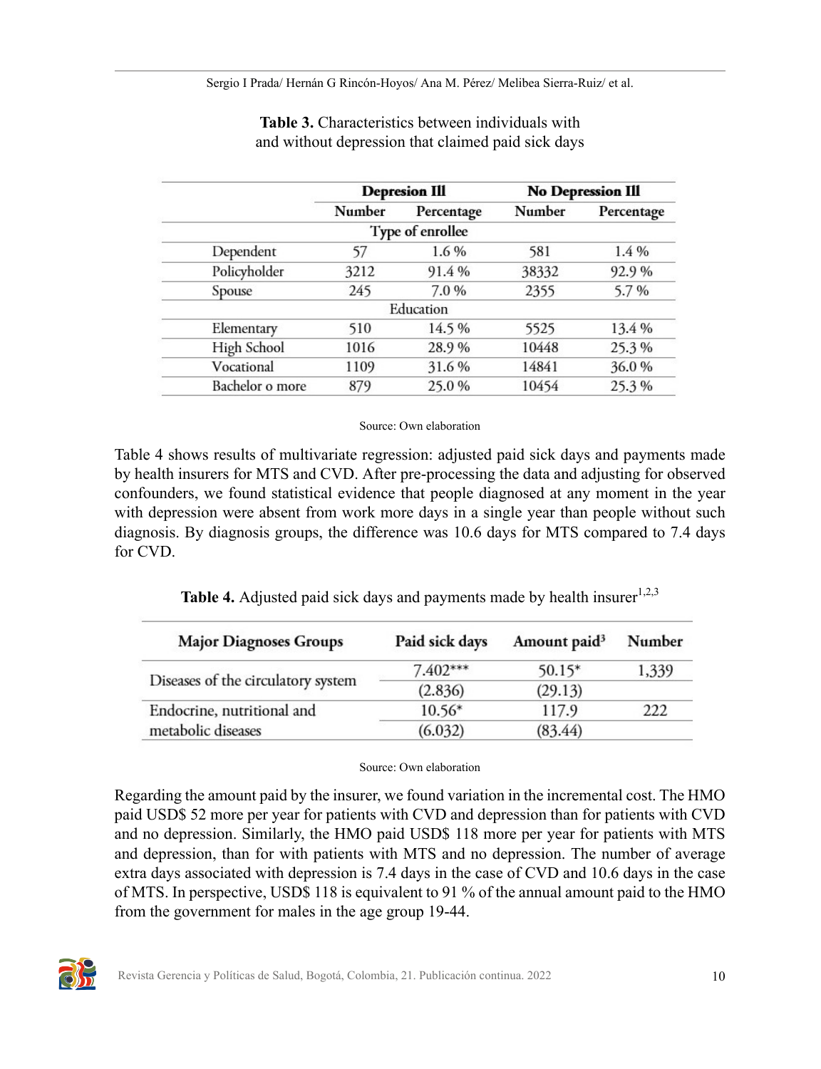**Table 3.** Characteristics between individuals with and without depression that claimed paid sick days

| | Depresion Ill | | No Depression Ill | |
|---|---|---|---|---|
| | Number | Percentage | Number | Percentage |
| **Type of enrollee** | | | | |
| Dependent | 57 | 1.6 % | 581 | 1.4 % |
| Policyholder | 3212 | 91.4 % | 38332 | 92.9 % |
| Spouse | 245 | 7.0 % | 2355 | 5.7 % |
| **Education** | | | | |
| Elementary | 510 | 14.5 % | 5525 | 13.4 % |
| High School | 1016 | 28.9 % | 10448 | 25.3 % |
| Vocational | 1109 | 31.6 % | 14841 | 36.0 % |
| Bachelor o more | 879 | 25.0 % | 10454 | 25.3 % |

Source: Own elaboration

Table 4 shows results of multivariate regression: adjusted paid sick days and payments made by health insurers for MTS and CVD. After pre-processing the data and adjusting for observed confounders, we found statistical evidence that people diagnosed at any moment in the year with depression were absent from work more days in a single year than people without such diagnosis. By diagnosis groups, the difference was 10.6 days for MTS compared to 7.4 days for CVD.

**Table 4.** Adjusted paid sick days and payments made by health insurer[1,2,3]

| Major Diagnoses Groups | Paid sick days | Amount paid[3] | Number |
|---|---|---|---|
| Diseases of the circulatory system | 7.402*** | 50.15* | 1,339 |
| | (2.836) | (29.13) | |
| Endocrine, nutritional and metabolic diseases | 10.56* | 117.9 | 222 |
| | (6.032) | (83.44) | |

Source: Own elaboration

Regarding the amount paid by the insurer, we found variation in the incremental cost. The HMO paid USD$ 52 more per year for patients with CVD and depression than for patients with CVD and no depression. Similarly, the HMO paid USD$ 118 more per year for patients with MTS and depression, than for with patients with MTS and no depression. The number of average extra days associated with depression is 7.4 days in the case of CVD and 10.6 days in the case of MTS. In perspective, USD$ 118 is equivalent to 91 % of the annual amount paid to the HMO from the government for males in the age group 19-44.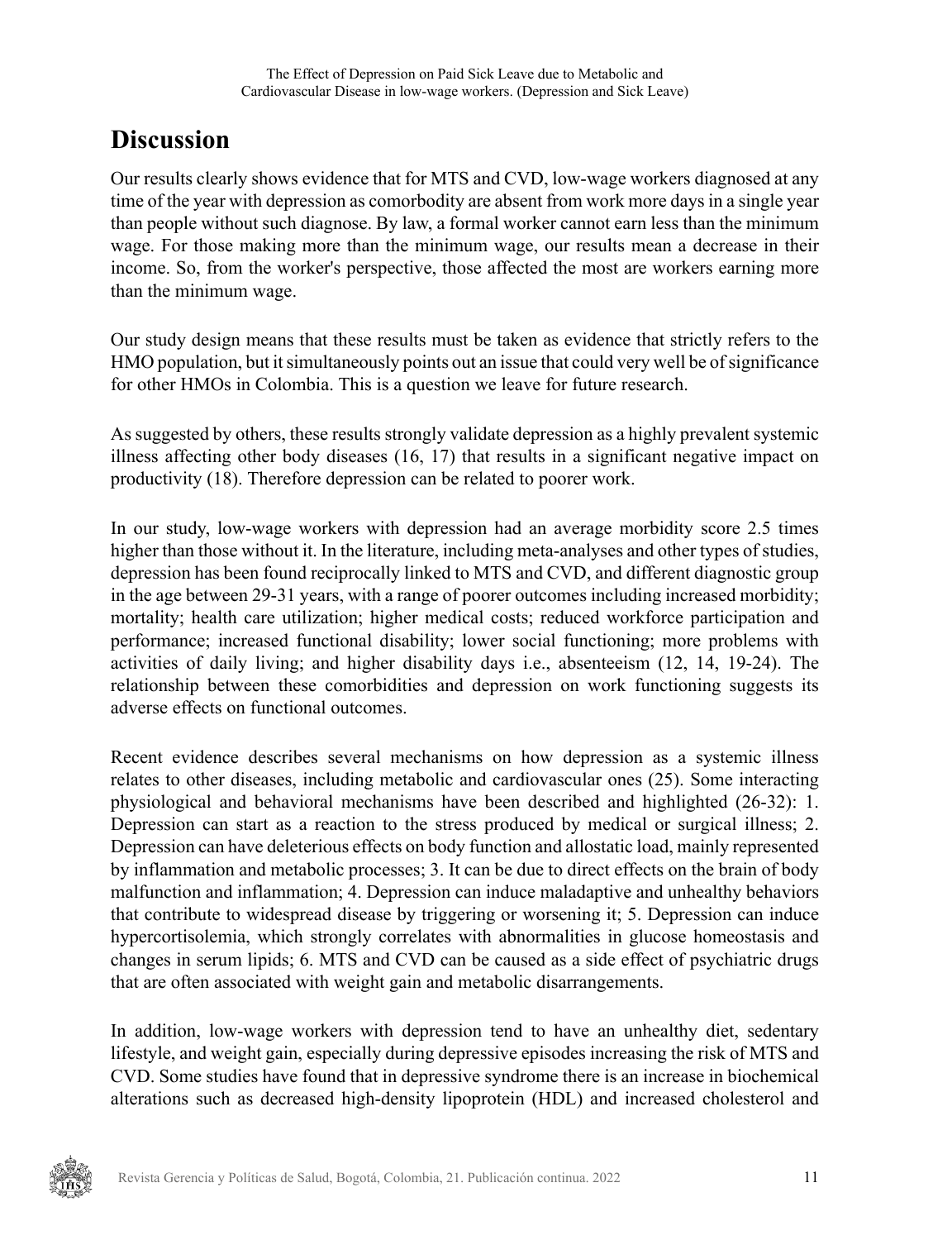# Discussion

Our results clearly shows evidence that for MTS and CVD, low-wage workers diagnosed at any time of the year with depression as comorbodity are absent from work more days in a single year than people without such diagnose. By law, a formal worker cannot earn less than the minimum wage. For those making more than the minimum wage, our results mean a decrease in their income. So, from the worker's perspective, those affected the most are workers earning more than the minimum wage.

Our study design means that these results must be taken as evidence that strictly refers to the HMO population, but it simultaneously points out an issue that could very well be of significance for other HMOs in Colombia. This is a question we leave for future research.

As suggested by others, these results strongly validate depression as a highly prevalent systemic illness affecting other body diseases (16, 17) that results in a significant negative impact on productivity (18). Therefore depression can be related to poorer work.

In our study, low-wage workers with depression had an average morbidity score 2.5 times higher than those without it. In the literature, including meta-analyses and other types of studies, depression has been found reciprocally linked to MTS and CVD, and different diagnostic group in the age between 29-31 years, with a range of poorer outcomes including increased morbidity; mortality; health care utilization; higher medical costs; reduced workforce participation and performance; increased functional disability; lower social functioning; more problems with activities of daily living; and higher disability days i.e., absenteeism (12, 14, 19-24). The relationship between these comorbidities and depression on work functioning suggests its adverse effects on functional outcomes.

Recent evidence describes several mechanisms on how depression as a systemic illness relates to other diseases, including metabolic and cardiovascular ones (25). Some interacting physiological and behavioral mechanisms have been described and highlighted (26-32): 1. Depression can start as a reaction to the stress produced by medical or surgical illness; 2. Depression can have deleterious effects on body function and allostatic load, mainly represented by inflammation and metabolic processes; 3. It can be due to direct effects on the brain of body malfunction and inflammation; 4. Depression can induce maladaptive and unhealthy behaviors that contribute to widespread disease by triggering or worsening it; 5. Depression can induce hypercortisolemia, which strongly correlates with abnormalities in glucose homeostasis and changes in serum lipids; 6. MTS and CVD can be caused as a side effect of psychiatric drugs that are often associated with weight gain and metabolic disarrangements.

In addition, low-wage workers with depression tend to have an unhealthy diet, sedentary lifestyle, and weight gain, especially during depressive episodes increasing the risk of MTS and CVD. Some studies have found that in depressive syndrome there is an increase in biochemical alterations such as decreased high-density lipoprotein (HDL) and increased cholesterol and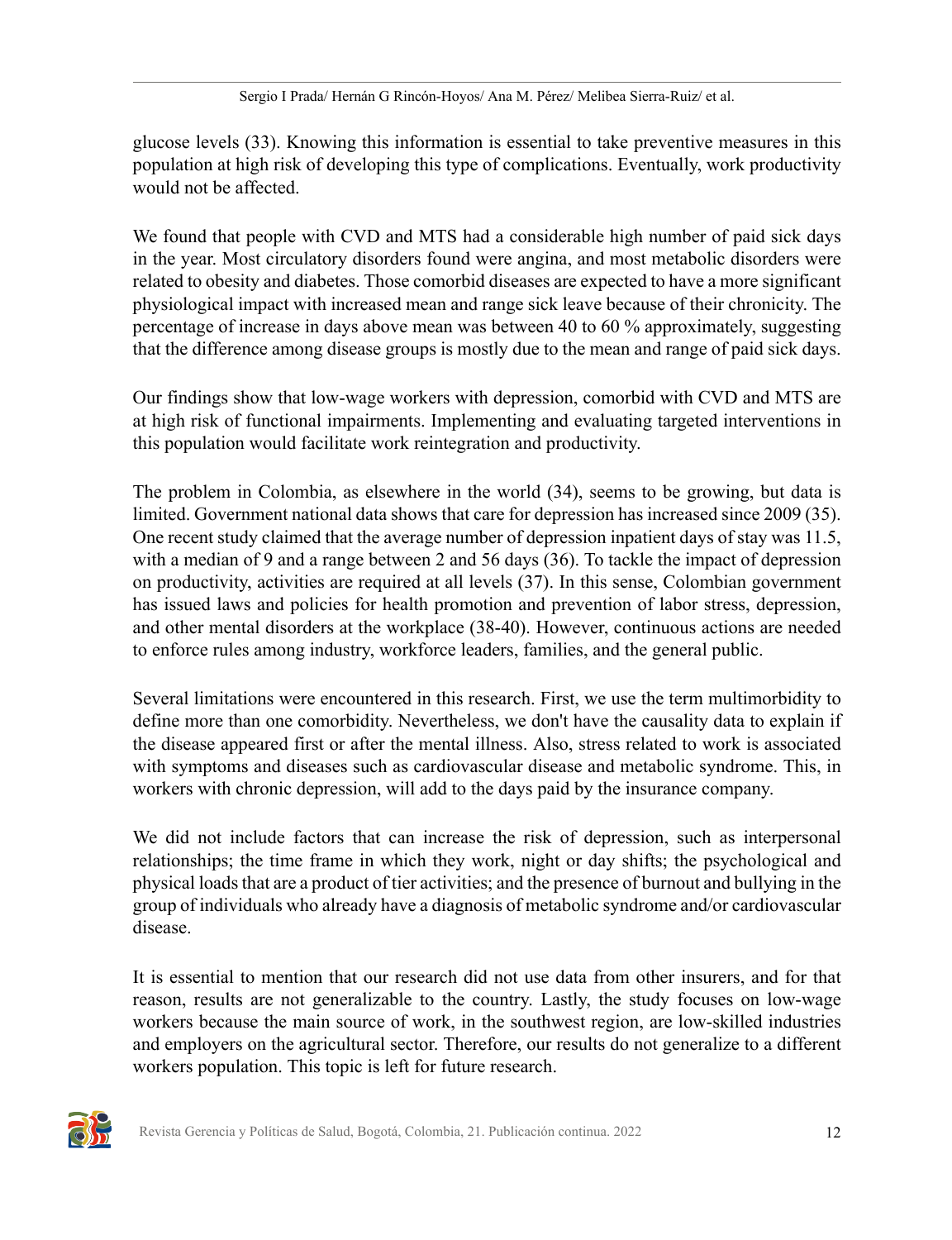glucose levels (33). Knowing this information is essential to take preventive measures in this population at high risk of developing this type of complications. Eventually, work productivity would not be affected.

We found that people with CVD and MTS had a considerable high number of paid sick days in the year. Most circulatory disorders found were angina, and most metabolic disorders were related to obesity and diabetes. Those comorbid diseases are expected to have a more significant physiological impact with increased mean and range sick leave because of their chronicity. The percentage of increase in days above mean was between 40 to 60 % approximately, suggesting that the difference among disease groups is mostly due to the mean and range of paid sick days.

Our findings show that low-wage workers with depression, comorbid with CVD and MTS are at high risk of functional impairments. Implementing and evaluating targeted interventions in this population would facilitate work reintegration and productivity.

The problem in Colombia, as elsewhere in the world (34), seems to be growing, but data is limited. Government national data shows that care for depression has increased since 2009 (35). One recent study claimed that the average number of depression inpatient days of stay was 11.5, with a median of 9 and a range between 2 and 56 days (36). To tackle the impact of depression on productivity, activities are required at all levels (37). In this sense, Colombian government has issued laws and policies for health promotion and prevention of labor stress, depression, and other mental disorders at the workplace (38-40). However, continuous actions are needed to enforce rules among industry, workforce leaders, families, and the general public.

Several limitations were encountered in this research. First, we use the term multimorbidity to define more than one comorbidity. Nevertheless, we don't have the causality data to explain if the disease appeared first or after the mental illness. Also, stress related to work is associated with symptoms and diseases such as cardiovascular disease and metabolic syndrome. This, in workers with chronic depression, will add to the days paid by the insurance company.

We did not include factors that can increase the risk of depression, such as interpersonal relationships; the time frame in which they work, night or day shifts; the psychological and physical loads that are a product of tier activities; and the presence of burnout and bullying in the group of individuals who already have a diagnosis of metabolic syndrome and/or cardiovascular disease.

It is essential to mention that our research did not use data from other insurers, and for that reason, results are not generalizable to the country. Lastly, the study focuses on low-wage workers because the main source of work, in the southwest region, are low-skilled industries and employers on the agricultural sector. Therefore, our results do not generalize to a different workers population. This topic is left for future research.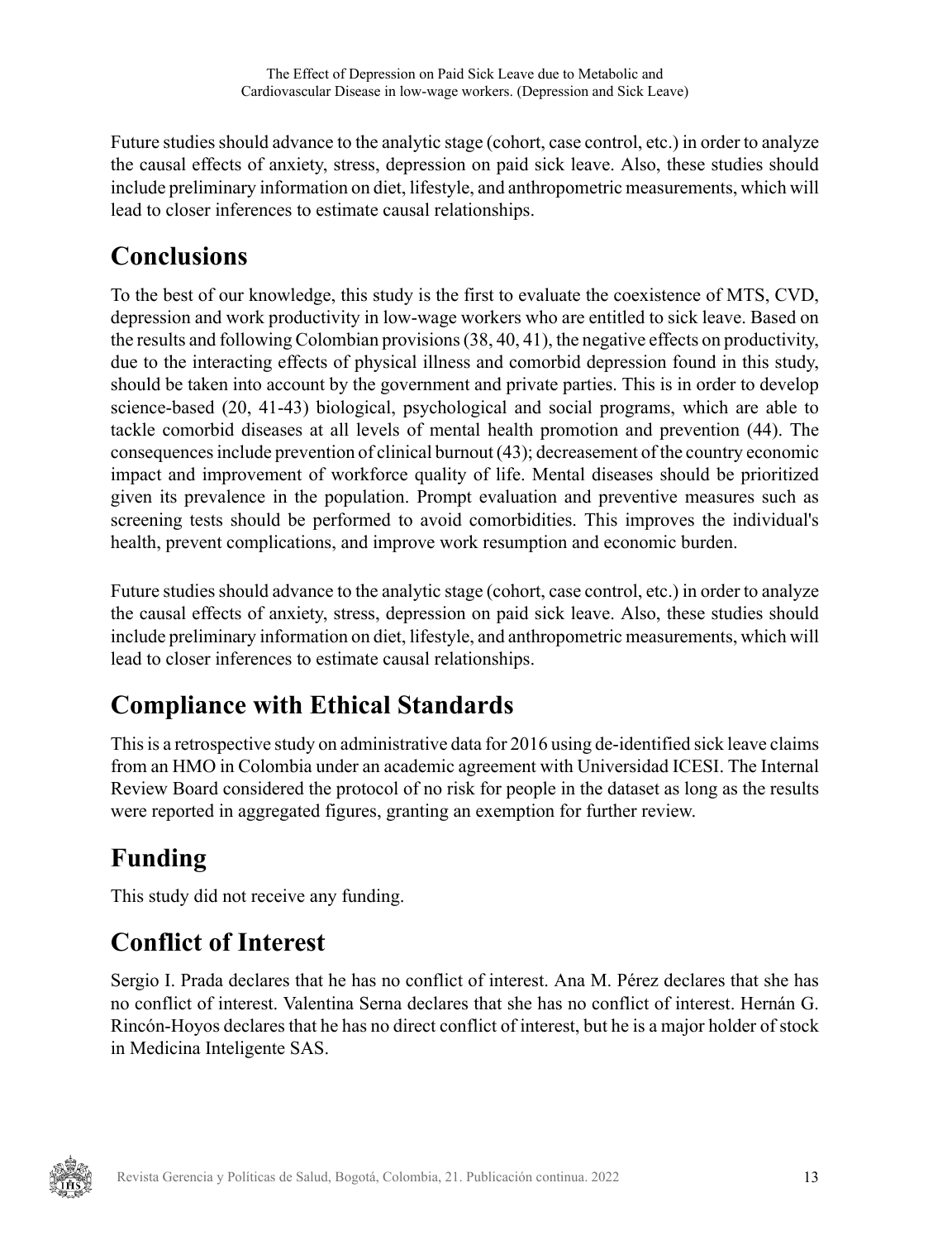Future studies should advance to the analytic stage (cohort, case control, etc.) in order to analyze the causal effects of anxiety, stress, depression on paid sick leave. Also, these studies should include preliminary information on diet, lifestyle, and anthropometric measurements, which will lead to closer inferences to estimate causal relationships.

## Conclusions

To the best of our knowledge, this study is the first to evaluate the coexistence of MTS, CVD, depression and work productivity in low-wage workers who are entitled to sick leave. Based on the results and following Colombian provisions (38, 40, 41), the negative effects on productivity, due to the interacting effects of physical illness and comorbid depression found in this study, should be taken into account by the government and private parties. This is in order to develop science-based (20, 41-43) biological, psychological and social programs, which are able to tackle comorbid diseases at all levels of mental health promotion and prevention (44). The consequences include prevention of clinical burnout (43); decreasement of the country economic impact and improvement of workforce quality of life. Mental diseases should be prioritized given its prevalence in the population. Prompt evaluation and preventive measures such as screening tests should be performed to avoid comorbidities. This improves the individual's health, prevent complications, and improve work resumption and economic burden.

Future studies should advance to the analytic stage (cohort, case control, etc.) in order to analyze the causal effects of anxiety, stress, depression on paid sick leave. Also, these studies should include preliminary information on diet, lifestyle, and anthropometric measurements, which will lead to closer inferences to estimate causal relationships.

## Compliance with Ethical Standards

This is a retrospective study on administrative data for 2016 using de-identified sick leave claims from an HMO in Colombia under an academic agreement with Universidad ICESI. The Internal Review Board considered the protocol of no risk for people in the dataset as long as the results were reported in aggregated figures, granting an exemption for further review.

## Funding

This study did not receive any funding.

## Conflict of Interest

Sergio I. Prada declares that he has no conflict of interest. Ana M. Pérez declares that she has no conflict of interest. Valentina Serna declares that she has no conflict of interest. Hernán G. Rincón-Hoyos declares that he has no direct conflict of interest, but he is a major holder of stock in Medicina Inteligente SAS.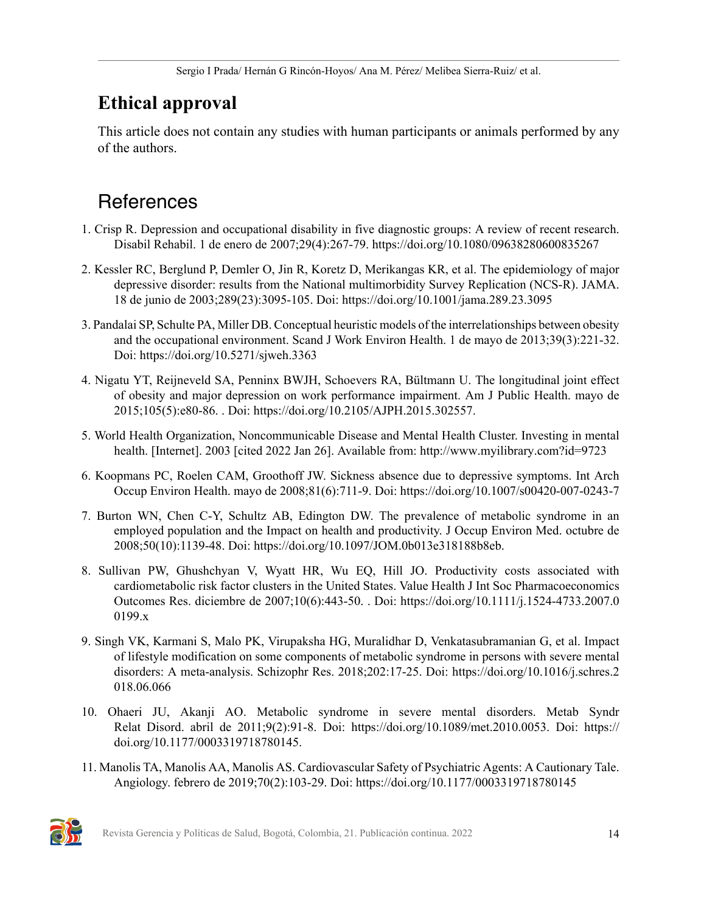## Ethical approval

This article does not contain any studies with human participants or animals performed by any of the authors.

## References

1. Crisp R. Depression and occupational disability in five diagnostic groups: A review of recent research. Disabil Rehabil. 1 de enero de 2007;29(4):267-79. https://doi.org/10.1080/09638280600835267
2. Kessler RC, Berglund P, Demler O, Jin R, Koretz D, Merikangas KR, et al. The epidemiology of major depressive disorder: results from the National multimorbidity Survey Replication (NCS-R). JAMA. 18 de junio de 2003;289(23):3095-105. Doi: https://doi.org/10.1001/jama.289.23.3095
3. Pandalai SP, Schulte PA, Miller DB. Conceptual heuristic models of the interrelationships between obesity and the occupational environment. Scand J Work Environ Health. 1 de mayo de 2013;39(3):221-32. Doi: https://doi.org/10.5271/sjweh.3363
4. Nigatu YT, Reijneveld SA, Penninx BWJH, Schoevers RA, Bültmann U. The longitudinal joint effect of obesity and major depression on work performance impairment. Am J Public Health. mayo de 2015;105(5):e80-86. . Doi: https://doi.org/10.2105/AJPH.2015.302557.
5. World Health Organization, Noncommunicable Disease and Mental Health Cluster. Investing in mental health. [Internet]. 2003 [cited 2022 Jan 26]. Available from: http://www.myilibrary.com?id=9723
6. Koopmans PC, Roelen CAM, Groothoff JW. Sickness absence due to depressive symptoms. Int Arch Occup Environ Health. mayo de 2008;81(6):711-9. Doi: https://doi.org/10.1007/s00420-007-0243-7
7. Burton WN, Chen C-Y, Schultz AB, Edington DW. The prevalence of metabolic syndrome in an employed population and the Impact on health and productivity. J Occup Environ Med. octubre de 2008;50(10):1139-48. Doi: https://doi.org/10.1097/JOM.0b013e318188b8eb.
8. Sullivan PW, Ghushchyan V, Wyatt HR, Wu EQ, Hill JO. Productivity costs associated with cardiometabolic risk factor clusters in the United States. Value Health J Int Soc Pharmacoeconomics Outcomes Res. diciembre de 2007;10(6):443-50. . Doi: https://doi.org/10.1111/j.1524-4733.2007.00199.x
9. Singh VK, Karmani S, Malo PK, Virupaksha HG, Muralidhar D, Venkatasubramanian G, et al. Impact of lifestyle modification on some components of metabolic syndrome in persons with severe mental disorders: A meta-analysis. Schizophr Res. 2018;202:17-25. Doi: https://doi.org/10.1016/j.schres.2018.06.066
10. Ohaeri JU, Akanji AO. Metabolic syndrome in severe mental disorders. Metab Syndr Relat Disord. abril de 2011;9(2):91-8. Doi: https://doi.org/10.1089/met.2010.0053. Doi: https://doi.org/10.1177/0003319718780145.
11. Manolis TA, Manolis AA, Manolis AS. Cardiovascular Safety of Psychiatric Agents: A Cautionary Tale. Angiology. febrero de 2019;70(2):103-29. Doi: https://doi.org/10.1177/0003319718780145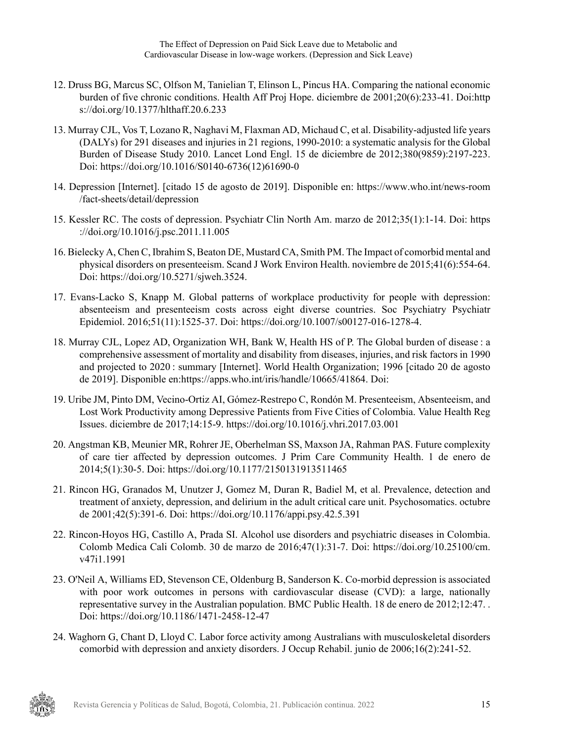12. Druss BG, Marcus SC, Olfson M, Tanielian T, Elinson L, Pincus HA. Comparing the national economic burden of five chronic conditions. Health Aff Proj Hope. diciembre de 2001;20(6):233-41. Doi:https://doi.org/10.1377/hlthaff.20.6.233

13. Murray CJL, Vos T, Lozano R, Naghavi M, Flaxman AD, Michaud C, et al. Disability-adjusted life years (DALYs) for 291 diseases and injuries in 21 regions, 1990-2010: a systematic analysis for the Global Burden of Disease Study 2010. Lancet Lond Engl. 15 de diciembre de 2012;380(9859):2197-223. Doi: https://doi.org/10.1016/S0140-6736(12)61690-0

14. Depression [Internet]. [citado 15 de agosto de 2019]. Disponible en: https://www.who.int/news-room/fact-sheets/detail/depression

15. Kessler RC. The costs of depression. Psychiatr Clin North Am. marzo de 2012;35(1):1-14. Doi: https://doi.org/10.1016/j.psc.2011.11.005

16. Bielecky A, Chen C, Ibrahim S, Beaton DE, Mustard CA, Smith PM. The Impact of comorbid mental and physical disorders on presenteeism. Scand J Work Environ Health. noviembre de 2015;41(6):554-64. Doi: https://doi.org/10.5271/sjweh.3524.

17. Evans-Lacko S, Knapp M. Global patterns of workplace productivity for people with depression: absenteeism and presenteeism costs across eight diverse countries. Soc Psychiatry Psychiatr Epidemiol. 2016;51(11):1525-37. Doi: https://doi.org/10.1007/s00127-016-1278-4.

18. Murray CJL, Lopez AD, Organization WH, Bank W, Health HS of P. The Global burden of disease : a comprehensive assessment of mortality and disability from diseases, injuries, and risk factors in 1990 and projected to 2020 : summary [Internet]. World Health Organization; 1996 [citado 20 de agosto de 2019]. Disponible en:https://apps.who.int/iris/handle/10665/41864. Doi:

19. Uribe JM, Pinto DM, Vecino-Ortiz AI, Gómez-Restrepo C, Rondón M. Presenteeism, Absenteeism, and Lost Work Productivity among Depressive Patients from Five Cities of Colombia. Value Health Reg Issues. diciembre de 2017;14:15-9. https://doi.org/10.1016/j.vhri.2017.03.001

20. Angstman KB, Meunier MR, Rohrer JE, Oberhelman SS, Maxson JA, Rahman PAS. Future complexity of care tier affected by depression outcomes. J Prim Care Community Health. 1 de enero de 2014;5(1):30-5. Doi: https://doi.org/10.1177/2150131913511465

21. Rincon HG, Granados M, Unutzer J, Gomez M, Duran R, Badiel M, et al. Prevalence, detection and treatment of anxiety, depression, and delirium in the adult critical care unit. Psychosomatics. octubre de 2001;42(5):391-6. Doi: https://doi.org/10.1176/appi.psy.42.5.391

22. Rincon-Hoyos HG, Castillo A, Prada SI. Alcohol use disorders and psychiatric diseases in Colombia. Colomb Medica Cali Colomb. 30 de marzo de 2016;47(1):31-7. Doi: https://doi.org/10.25100/cm.v47i1.1991

23. O'Neil A, Williams ED, Stevenson CE, Oldenburg B, Sanderson K. Co-morbid depression is associated with poor work outcomes in persons with cardiovascular disease (CVD): a large, nationally representative survey in the Australian population. BMC Public Health. 18 de enero de 2012;12:47. . Doi: https://doi.org/10.1186/1471-2458-12-47

24. Waghorn G, Chant D, Lloyd C. Labor force activity among Australians with musculoskeletal disorders comorbid with depression and anxiety disorders. J Occup Rehabil. junio de 2006;16(2):241-52.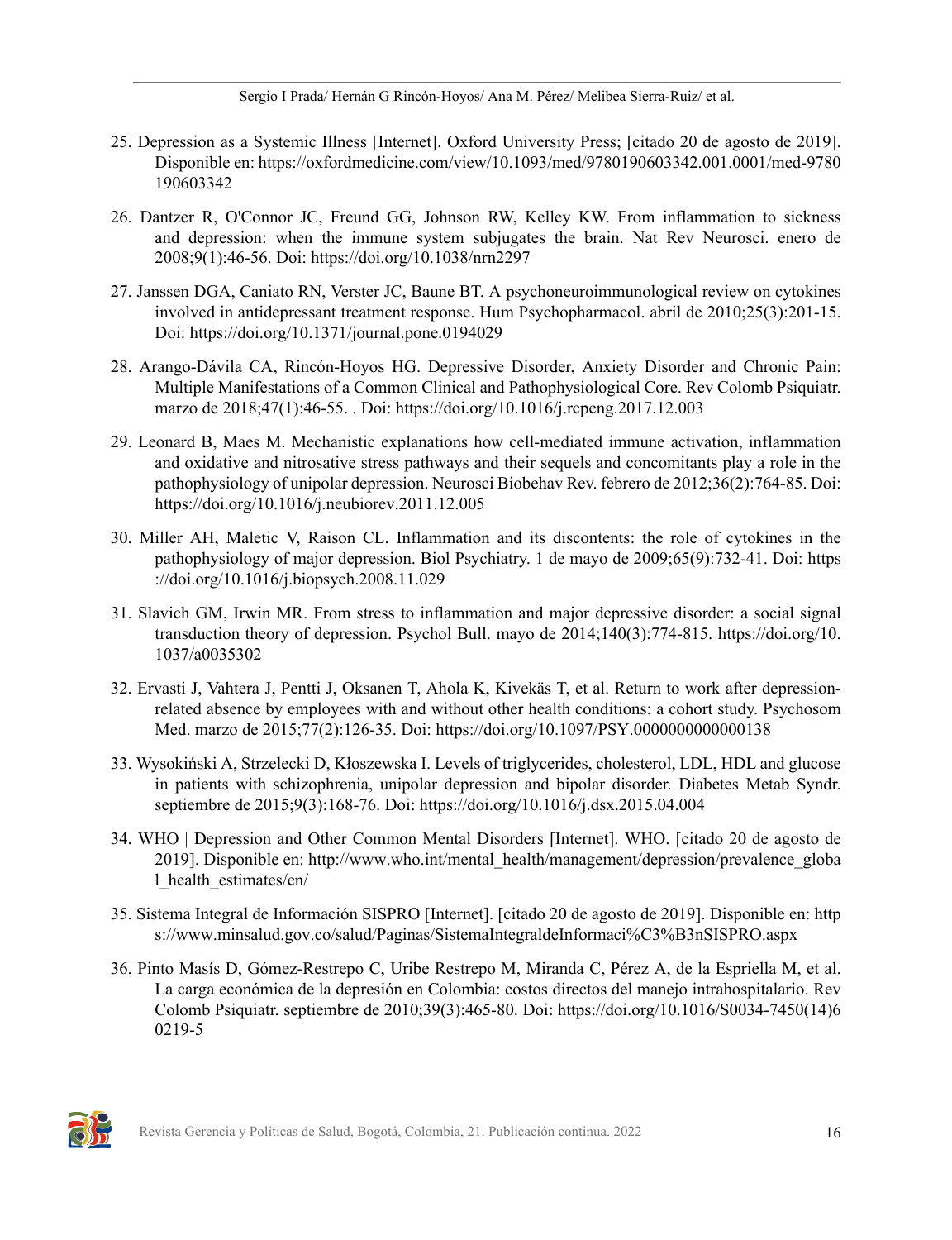25. Depression as a Systemic Illness [Internet]. Oxford University Press; [citado 20 de agosto de 2019]. Disponible en: https://oxfordmedicine.com/view/10.1093/med/9780190603342.001.0001/med-9780190603342

26. Dantzer R, O'Connor JC, Freund GG, Johnson RW, Kelley KW. From inflammation to sickness and depression: when the immune system subjugates the brain. Nat Rev Neurosci. enero de 2008;9(1):46-56. Doi: https://doi.org/10.1038/nrn2297

27. Janssen DGA, Caniato RN, Verster JC, Baune BT. A psychoneuroimmunological review on cytokines involved in antidepressant treatment response. Hum Psychopharmacol. abril de 2010;25(3):201-15. Doi: https://doi.org/10.1371/journal.pone.0194029

28. Arango-Dávila CA, Rincón-Hoyos HG. Depressive Disorder, Anxiety Disorder and Chronic Pain: Multiple Manifestations of a Common Clinical and Pathophysiological Core. Rev Colomb Psiquiatr. marzo de 2018;47(1):46-55. . Doi: https://doi.org/10.1016/j.rcpeng.2017.12.003

29. Leonard B, Maes M. Mechanistic explanations how cell-mediated immune activation, inflammation and oxidative and nitrosative stress pathways and their sequels and concomitants play a role in the pathophysiology of unipolar depression. Neurosci Biobehav Rev. febrero de 2012;36(2):764-85. Doi: https://doi.org/10.1016/j.neubiorev.2011.12.005

30. Miller AH, Maletic V, Raison CL. Inflammation and its discontents: the role of cytokines in the pathophysiology of major depression. Biol Psychiatry. 1 de mayo de 2009;65(9):732-41. Doi: https://doi.org/10.1016/j.biopsych.2008.11.029

31. Slavich GM, Irwin MR. From stress to inflammation and major depressive disorder: a social signal transduction theory of depression. Psychol Bull. mayo de 2014;140(3):774-815. https://doi.org/10.1037/a0035302

32. Ervasti J, Vahtera J, Pentti J, Oksanen T, Ahola K, Kivekäs T, et al. Return to work after depression-related absence by employees with and without other health conditions: a cohort study. Psychosom Med. marzo de 2015;77(2):126-35. Doi: https://doi.org/10.1097/PSY.0000000000000138

33. Wysokiński A, Strzelecki D, Kłoszewska I. Levels of triglycerides, cholesterol, LDL, HDL and glucose in patients with schizophrenia, unipolar depression and bipolar disorder. Diabetes Metab Syndr. septiembre de 2015;9(3):168-76. Doi: https://doi.org/10.1016/j.dsx.2015.04.004

34. WHO | Depression and Other Common Mental Disorders [Internet]. WHO. [citado 20 de agosto de 2019]. Disponible en: http://www.who.int/mental_health/management/depression/prevalence_global_health_estimates/en/

35. Sistema Integral de Información SISPRO [Internet]. [citado 20 de agosto de 2019]. Disponible en: https://www.minsalud.gov.co/salud/Paginas/SistemaIntegraldeInformaci%C3%B3nSISPRO.aspx

36. Pinto Masís D, Gómez-Restrepo C, Uribe Restrepo M, Miranda C, Pérez A, de la Espriella M, et al. La carga económica de la depresión en Colombia: costos directos del manejo intrahospitalario. Rev Colomb Psiquiatr. septiembre de 2010;39(3):465-80. Doi: https://doi.org/10.1016/S0034-7450(14)60219-5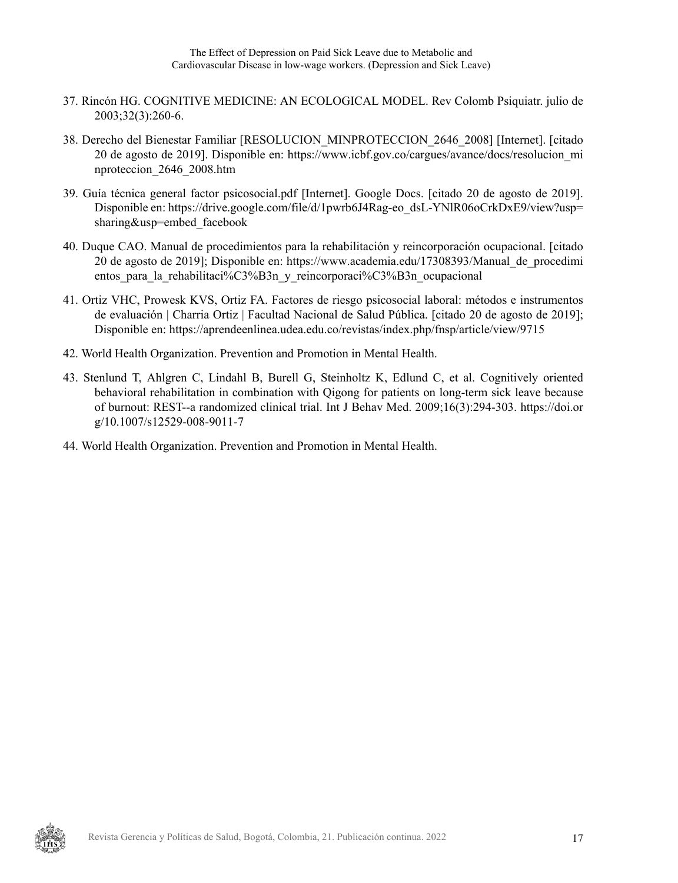37. Rincón HG. COGNITIVE MEDICINE: AN ECOLOGICAL MODEL. Rev Colomb Psiquiatr. julio de 2003;32(3):260-6.

38. Derecho del Bienestar Familiar [RESOLUCION_MINPROTECCION_2646_2008] [Internet]. [citado 20 de agosto de 2019]. Disponible en: https://www.icbf.gov.co/cargues/avance/docs/resolucion_minproteccion_2646_2008.htm

39. Guía técnica general factor psicosocial.pdf [Internet]. Google Docs. [citado 20 de agosto de 2019]. Disponible en: https://drive.google.com/file/d/1pwrb6J4Rag-eo_dsL-YNlR06oCrkDxE9/view?usp=sharing&usp=embed_facebook

40. Duque CAO. Manual de procedimientos para la rehabilitación y reincorporación ocupacional. [citado 20 de agosto de 2019]; Disponible en: https://www.academia.edu/17308393/Manual_de_procedimientos_para_la_rehabilitaci%C3%B3n_y_reincorporaci%C3%B3n_ocupacional

41. Ortiz VHC, Prowesk KVS, Ortiz FA. Factores de riesgo psicosocial laboral: métodos e instrumentos de evaluación | Charria Ortiz | Facultad Nacional de Salud Pública. [citado 20 de agosto de 2019]; Disponible en: https://aprendeenlinea.udea.edu.co/revistas/index.php/fnsp/article/view/9715

42. World Health Organization. Prevention and Promotion in Mental Health.

43. Stenlund T, Ahlgren C, Lindahl B, Burell G, Steinholtz K, Edlund C, et al. Cognitively oriented behavioral rehabilitation in combination with Qigong for patients on long-term sick leave because of burnout: REST--a randomized clinical trial. Int J Behav Med. 2009;16(3):294-303. https://doi.org/10.1007/s12529-008-9011-7

44. World Health Organization. Prevention and Promotion in Mental Health.